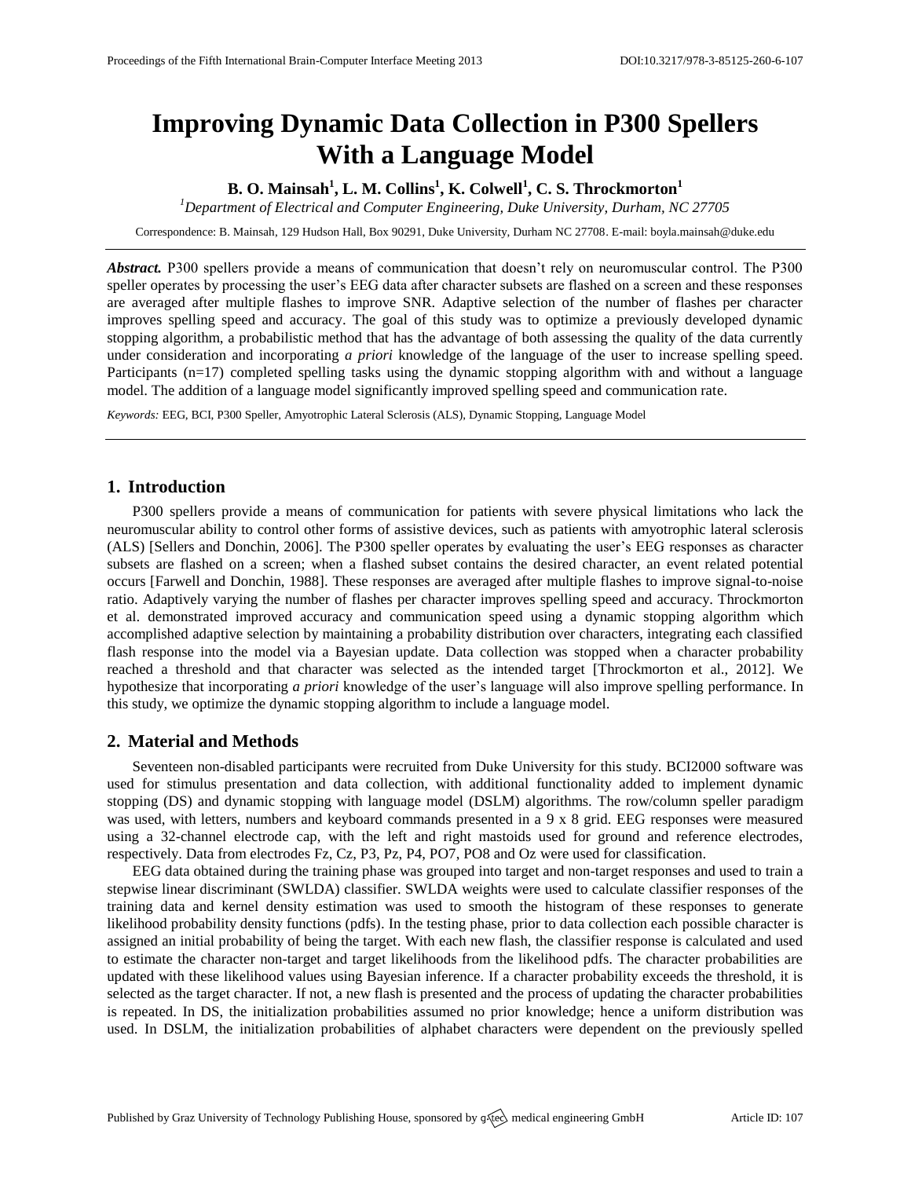# Improving Dynamic Data Collection in P300 Spellers With a Language Model

**B. O. Mainsah[1], L. M. Collins[1], K. Colwell[1], C. S. Throckmorton[1]**

[1]*Department of Electrical and Computer Engineering, Duke University, Durham, NC 27705*

Correspondence: B. Mainsah, 129 Hudson Hall, Box 90291, Duke University, Durham NC 27708. E-mail: boyla.mainsah@duke.edu

***Abstract.*** P300 spellers provide a means of communication that doesn't rely on neuromuscular control. The P300 speller operates by processing the user's EEG data after character subsets are flashed on a screen and these responses are averaged after multiple flashes to improve SNR. Adaptive selection of the number of flashes per character improves spelling speed and accuracy. The goal of this study was to optimize a previously developed dynamic stopping algorithm, a probabilistic method that has the advantage of both assessing the quality of the data currently under consideration and incorporating *a priori* knowledge of the language of the user to increase spelling speed. Participants (n=17) completed spelling tasks using the dynamic stopping algorithm with and without a language model. The addition of a language model significantly improved spelling speed and communication rate.

*Keywords:* EEG, BCI, P300 Speller, Amyotrophic Lateral Sclerosis (ALS), Dynamic Stopping, Language Model

## 1. Introduction

P300 spellers provide a means of communication for patients with severe physical limitations who lack the neuromuscular ability to control other forms of assistive devices, such as patients with amyotrophic lateral sclerosis (ALS) [Sellers and Donchin, 2006]. The P300 speller operates by evaluating the user's EEG responses as character subsets are flashed on a screen; when a flashed subset contains the desired character, an event related potential occurs [Farwell and Donchin, 1988]. These responses are averaged after multiple flashes to improve signal-to-noise ratio. Adaptively varying the number of flashes per character improves spelling speed and accuracy. Throckmorton et al. demonstrated improved accuracy and communication speed using a dynamic stopping algorithm which accomplished adaptive selection by maintaining a probability distribution over characters, integrating each classified flash response into the model via a Bayesian update. Data collection was stopped when a character probability reached a threshold and that character was selected as the intended target [Throckmorton et al., 2012]. We hypothesize that incorporating *a priori* knowledge of the user's language will also improve spelling performance. In this study, we optimize the dynamic stopping algorithm to include a language model.

## 2. Material and Methods

Seventeen non-disabled participants were recruited from Duke University for this study. BCI2000 software was used for stimulus presentation and data collection, with additional functionality added to implement dynamic stopping (DS) and dynamic stopping with language model (DSLM) algorithms. The row/column speller paradigm was used, with letters, numbers and keyboard commands presented in a 9 x 8 grid. EEG responses were measured using a 32-channel electrode cap, with the left and right mastoids used for ground and reference electrodes, respectively. Data from electrodes Fz, Cz, P3, Pz, P4, PO7, PO8 and Oz were used for classification.

EEG data obtained during the training phase was grouped into target and non-target responses and used to train a stepwise linear discriminant (SWLDA) classifier. SWLDA weights were used to calculate classifier responses of the training data and kernel density estimation was used to smooth the histogram of these responses to generate likelihood probability density functions (pdfs). In the testing phase, prior to data collection each possible character is assigned an initial probability of being the target. With each new flash, the classifier response is calculated and used to estimate the character non-target and target likelihoods from the likelihood pdfs. The character probabilities are updated with these likelihood values using Bayesian inference. If a character probability exceeds the threshold, it is selected as the target character. If not, a new flash is presented and the process of updating the character probabilities is repeated. In DS, the initialization probabilities assumed no prior knowledge; hence a uniform distribution was used. In DSLM, the initialization probabilities of alphabet characters were dependent on the previously spelled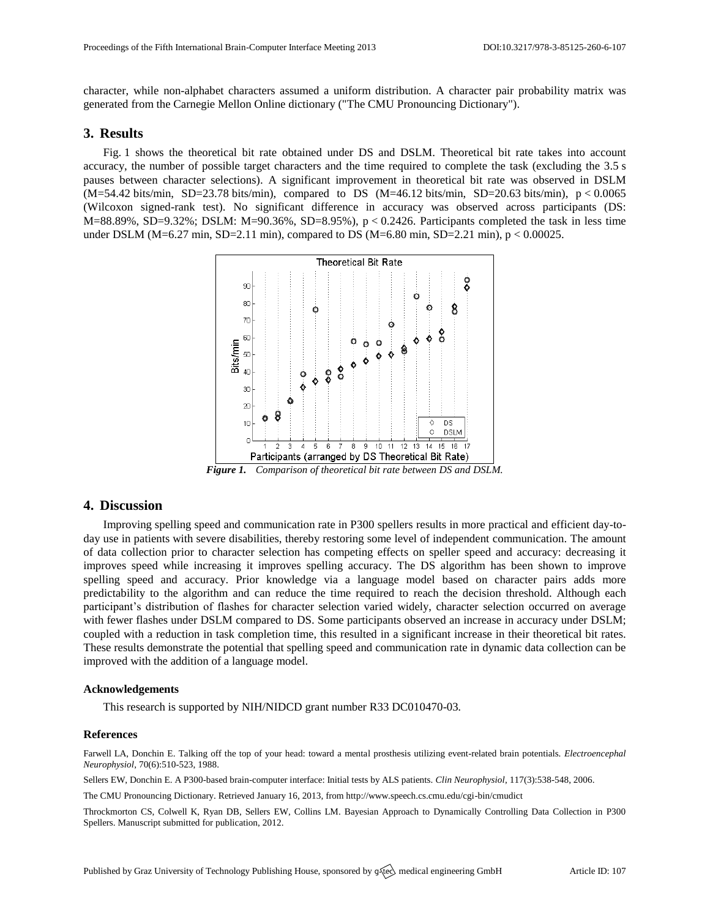character, while non-alphabet characters assumed a uniform distribution. A character pair probability matrix was generated from the Carnegie Mellon Online dictionary ("The CMU Pronouncing Dictionary").

## 3. Results

Fig. 1 shows the theoretical bit rate obtained under DS and DSLM. Theoretical bit rate takes into account accuracy, the number of possible target characters and the time required to complete the task (excluding the 3.5 s pauses between character selections). A significant improvement in theoretical bit rate was observed in DSLM (M=54.42 bits/min, SD=23.78 bits/min), compared to DS (M=46.12 bits/min, SD=20.63 bits/min), $p < 0.0065$ (Wilcoxon signed-rank test). No significant difference in accuracy was observed across participants (DS: M=88.89%, SD=9.32%; DSLM: M=90.36%, SD=8.95%), $p < 0.2426$. Participants completed the task in less time under DSLM (M=6.27 min, SD=2.11 min), compared to DS (M=6.80 min, SD=2.21 min), $p < 0.00025$.

Theoretical Bit Rate

Bits/min

0 10 20 30 40 50 60 70 80 90

1 2 3 4 5 6 7 8 9 10 11 12 13 14 15 16 17

Participants (arranged by DS Theoretical Bit Rate)

DS

DSLM

***Figure 1.*** *Comparison of theoretical bit rate between DS and DSLM.*

## 4. Discussion

Improving spelling speed and communication rate in P300 spellers results in more practical and efficient day-to-day use in patients with severe disabilities, thereby restoring some level of independent communication. The amount of data collection prior to character selection has competing effects on speller speed and accuracy: decreasing it improves speed while increasing it improves spelling accuracy. The DS algorithm has been shown to improve spelling speed and accuracy. Prior knowledge via a language model based on character pairs adds more predictability to the algorithm and can reduce the time required to reach the decision threshold. Although each participant's distribution of flashes for character selection varied widely, character selection occurred on average with fewer flashes under DSLM compared to DS. Some participants observed an increase in accuracy under DSLM; coupled with a reduction in task completion time, this resulted in a significant increase in their theoretical bit rates. These results demonstrate the potential that spelling speed and communication rate in dynamic data collection can be improved with the addition of a language model.

### Acknowledgements

This research is supported by NIH/NIDCD grant number R33 DC010470-03.

### References

Farwell LA, Donchin E. Talking off the top of your head: toward a mental prosthesis utilizing event-related brain potentials. *Electroencephal Neurophysiol*, 70(6):510-523, 1988.

Sellers EW, Donchin E. A P300-based brain-computer interface: Initial tests by ALS patients. *Clin Neurophysiol*, 117(3):538-548, 2006.

The CMU Pronouncing Dictionary. Retrieved January 16, 2013, from http://www.speech.cs.cmu.edu/cgi-bin/cmudict

Throckmorton CS, Colwell K, Ryan DB, Sellers EW, Collins LM. Bayesian Approach to Dynamically Controlling Data Collection in P300 Spellers. Manuscript submitted for publication, 2012.